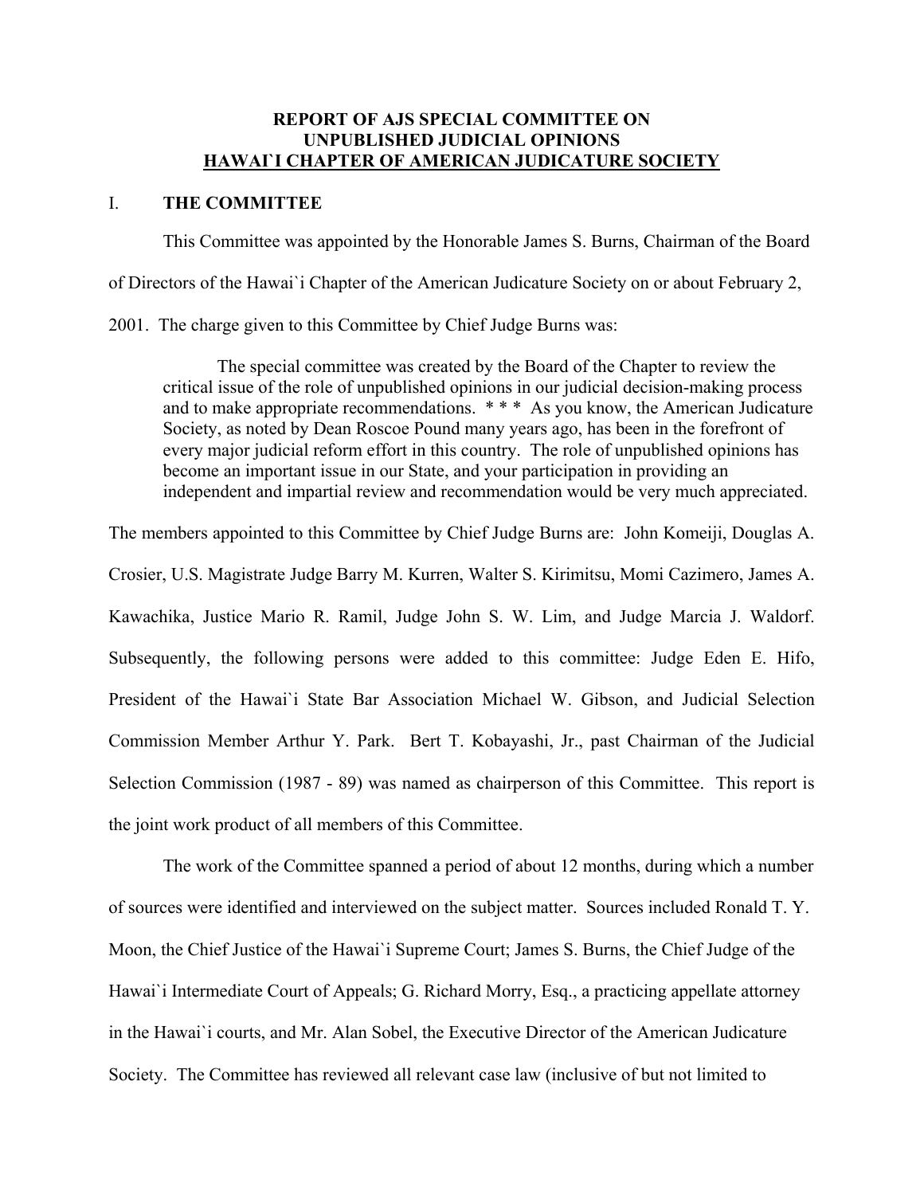**REPORT OF AJS SPECIAL COMMITTEE ON UNPUBLISHED JUDICIAL OPINIONS**
**HAWAI`I CHAPTER OF AMERICAN JUDICATURE SOCIETY**

## I. THE COMMITTEE

This Committee was appointed by the Honorable James S. Burns, Chairman of the Board of Directors of the Hawai`i Chapter of the American Judicature Society on or about February 2, 2001. The charge given to this Committee by Chief Judge Burns was:

> The special committee was created by the Board of the Chapter to review the critical issue of the role of unpublished opinions in our judicial decision-making process and to make appropriate recommendations. * * * As you know, the American Judicature Society, as noted by Dean Roscoe Pound many years ago, has been in the forefront of every major judicial reform effort in this country. The role of unpublished opinions has become an important issue in our State, and your participation in providing an independent and impartial review and recommendation would be very much appreciated.

The members appointed to this Committee by Chief Judge Burns are: John Komeiji, Douglas A. Crosier, U.S. Magistrate Judge Barry M. Kurren, Walter S. Kirimitsu, Momi Cazimero, James A. Kawachika, Justice Mario R. Ramil, Judge John S. W. Lim, and Judge Marcia J. Waldorf. Subsequently, the following persons were added to this committee: Judge Eden E. Hifo, President of the Hawai`i State Bar Association Michael W. Gibson, and Judicial Selection Commission Member Arthur Y. Park. Bert T. Kobayashi, Jr., past Chairman of the Judicial Selection Commission (1987 - 89) was named as chairperson of this Committee. This report is the joint work product of all members of this Committee.

The work of the Committee spanned a period of about 12 months, during which a number of sources were identified and interviewed on the subject matter. Sources included Ronald T. Y. Moon, the Chief Justice of the Hawai`i Supreme Court; James S. Burns, the Chief Judge of the Hawai`i Intermediate Court of Appeals; G. Richard Morry, Esq., a practicing appellate attorney in the Hawai`i courts, and Mr. Alan Sobel, the Executive Director of the American Judicature Society. The Committee has reviewed all relevant case law (inclusive of but not limited to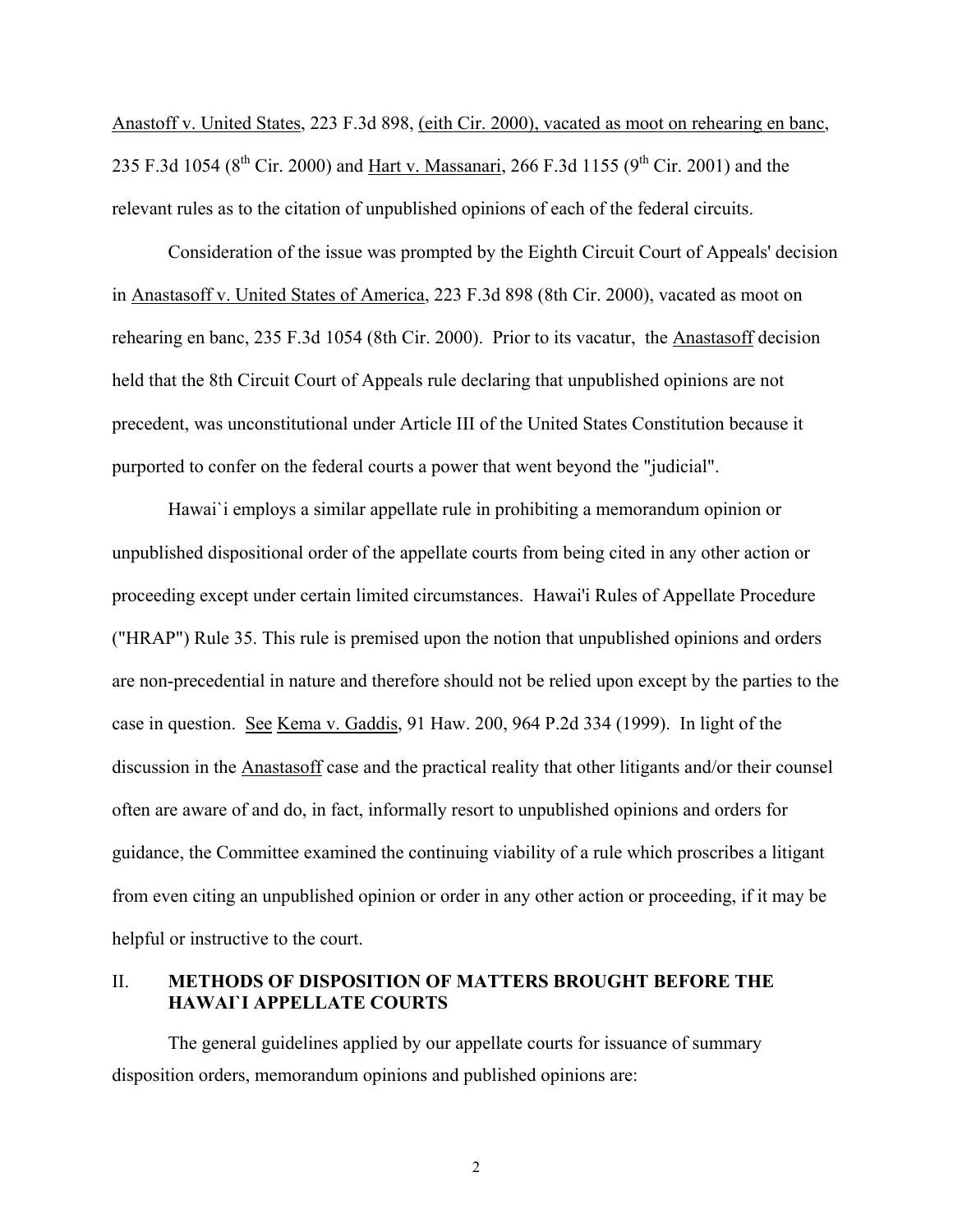Anastoff v. United States, 223 F.3d 898, (eith Cir. 2000), vacated as moot on rehearing en banc, 235 F.3d 1054 (8th Cir. 2000) and Hart v. Massanari, 266 F.3d 1155 (9th Cir. 2001) and the relevant rules as to the citation of unpublished opinions of each of the federal circuits.

Consideration of the issue was prompted by the Eighth Circuit Court of Appeals' decision in Anastasoff v. United States of America, 223 F.3d 898 (8th Cir. 2000), vacated as moot on rehearing en banc, 235 F.3d 1054 (8th Cir. 2000). Prior to its vacatur, the Anastasoff decision held that the 8th Circuit Court of Appeals rule declaring that unpublished opinions are not precedent, was unconstitutional under Article III of the United States Constitution because it purported to confer on the federal courts a power that went beyond the "judicial".

Hawai`i employs a similar appellate rule in prohibiting a memorandum opinion or unpublished dispositional order of the appellate courts from being cited in any other action or proceeding except under certain limited circumstances. Hawai'i Rules of Appellate Procedure ("HRAP") Rule 35. This rule is premised upon the notion that unpublished opinions and orders are non-precedential in nature and therefore should not be relied upon except by the parties to the case in question. See Kema v. Gaddis, 91 Haw. 200, 964 P.2d 334 (1999). In light of the discussion in the Anastasoff case and the practical reality that other litigants and/or their counsel often are aware of and do, in fact, informally resort to unpublished opinions and orders for guidance, the Committee examined the continuing viability of a rule which proscribes a litigant from even citing an unpublished opinion or order in any other action or proceeding, if it may be helpful or instructive to the court.

## II. METHODS OF DISPOSITION OF MATTERS BROUGHT BEFORE THE HAWAI`I APPELLATE COURTS

The general guidelines applied by our appellate courts for issuance of summary disposition orders, memorandum opinions and published opinions are: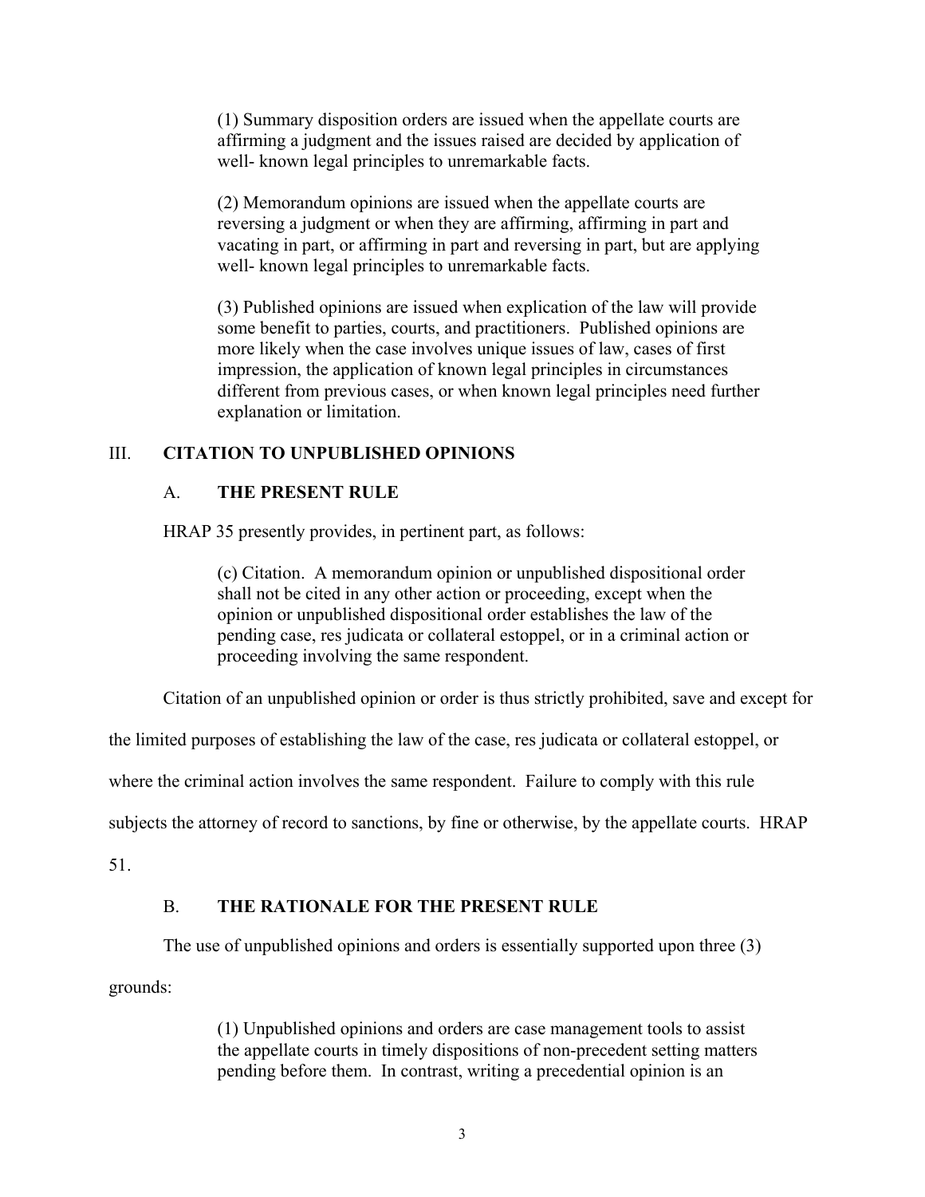(1) Summary disposition orders are issued when the appellate courts are affirming a judgment and the issues raised are decided by application of well- known legal principles to unremarkable facts.

(2) Memorandum opinions are issued when the appellate courts are reversing a judgment or when they are affirming, affirming in part and vacating in part, or affirming in part and reversing in part, but are applying well- known legal principles to unremarkable facts.

(3) Published opinions are issued when explication of the law will provide some benefit to parties, courts, and practitioners. Published opinions are more likely when the case involves unique issues of law, cases of first impression, the application of known legal principles in circumstances different from previous cases, or when known legal principles need further explanation or limitation.

## III. **CITATION TO UNPUBLISHED OPINIONS**

### A. **THE PRESENT RULE**

HRAP 35 presently provides, in pertinent part, as follows:

> (c) Citation. A memorandum opinion or unpublished dispositional order shall not be cited in any other action or proceeding, except when the opinion or unpublished dispositional order establishes the law of the pending case, res judicata or collateral estoppel, or in a criminal action or proceeding involving the same respondent.

Citation of an unpublished opinion or order is thus strictly prohibited, save and except for the limited purposes of establishing the law of the case, res judicata or collateral estoppel, or where the criminal action involves the same respondent. Failure to comply with this rule subjects the attorney of record to sanctions, by fine or otherwise, by the appellate courts. HRAP 51.

### B. **THE RATIONALE FOR THE PRESENT RULE**

The use of unpublished opinions and orders is essentially supported upon three (3) grounds:

> (1) Unpublished opinions and orders are case management tools to assist the appellate courts in timely dispositions of non-precedent setting matters pending before them. In contrast, writing a precedential opinion is an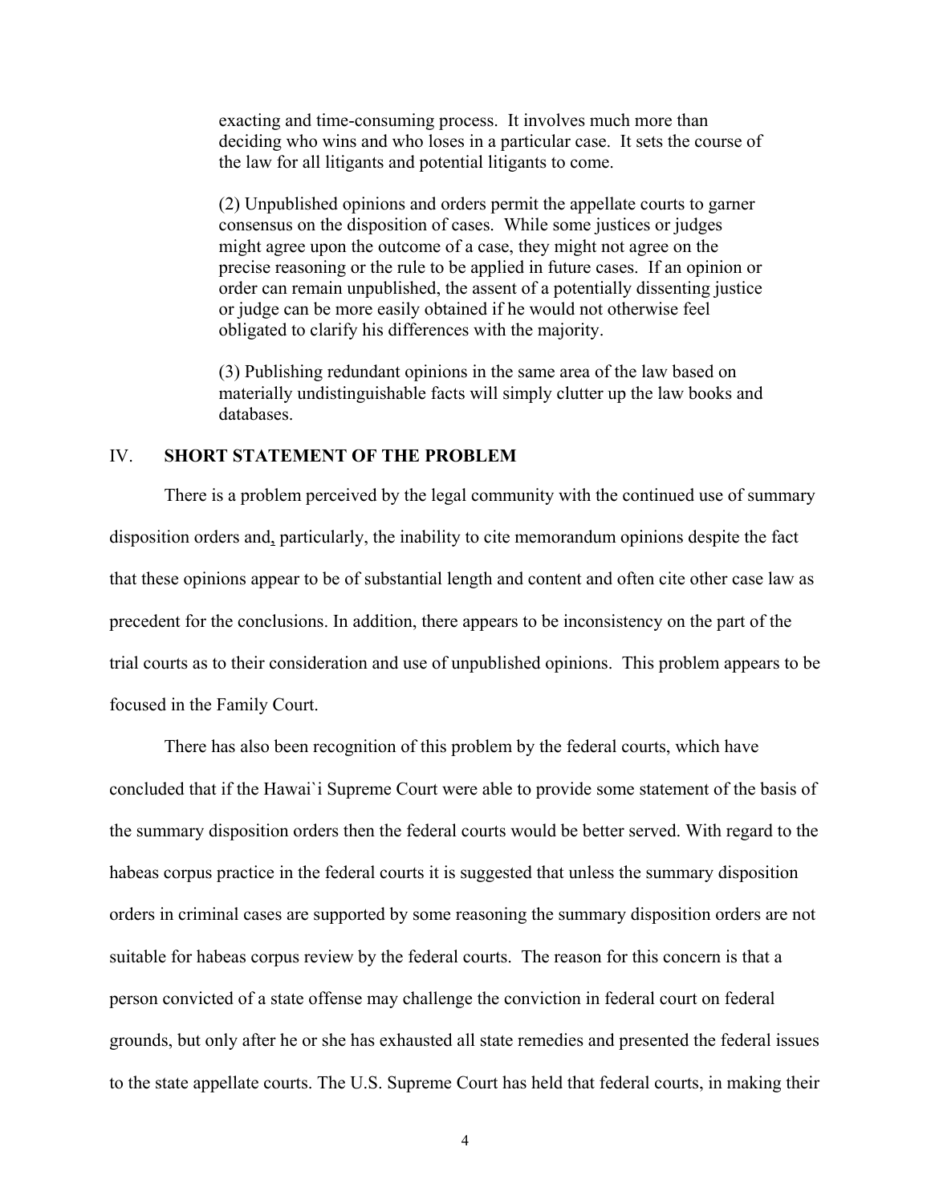exacting and time-consuming process. It involves much more than deciding who wins and who loses in a particular case. It sets the course of the law for all litigants and potential litigants to come.

(2) Unpublished opinions and orders permit the appellate courts to garner consensus on the disposition of cases. While some justices or judges might agree upon the outcome of a case, they might not agree on the precise reasoning or the rule to be applied in future cases. If an opinion or order can remain unpublished, the assent of a potentially dissenting justice or judge can be more easily obtained if he would not otherwise feel obligated to clarify his differences with the majority.

(3) Publishing redundant opinions in the same area of the law based on materially undistinguishable facts will simply clutter up the law books and databases.

## IV. SHORT STATEMENT OF THE PROBLEM

There is a problem perceived by the legal community with the continued use of summary disposition orders and, particularly, the inability to cite memorandum opinions despite the fact that these opinions appear to be of substantial length and content and often cite other case law as precedent for the conclusions. In addition, there appears to be inconsistency on the part of the trial courts as to their consideration and use of unpublished opinions. This problem appears to be focused in the Family Court.

There has also been recognition of this problem by the federal courts, which have concluded that if the Hawai`i Supreme Court were able to provide some statement of the basis of the summary disposition orders then the federal courts would be better served. With regard to the habeas corpus practice in the federal courts it is suggested that unless the summary disposition orders in criminal cases are supported by some reasoning the summary disposition orders are not suitable for habeas corpus review by the federal courts. The reason for this concern is that a person convicted of a state offense may challenge the conviction in federal court on federal grounds, but only after he or she has exhausted all state remedies and presented the federal issues to the state appellate courts. The U.S. Supreme Court has held that federal courts, in making their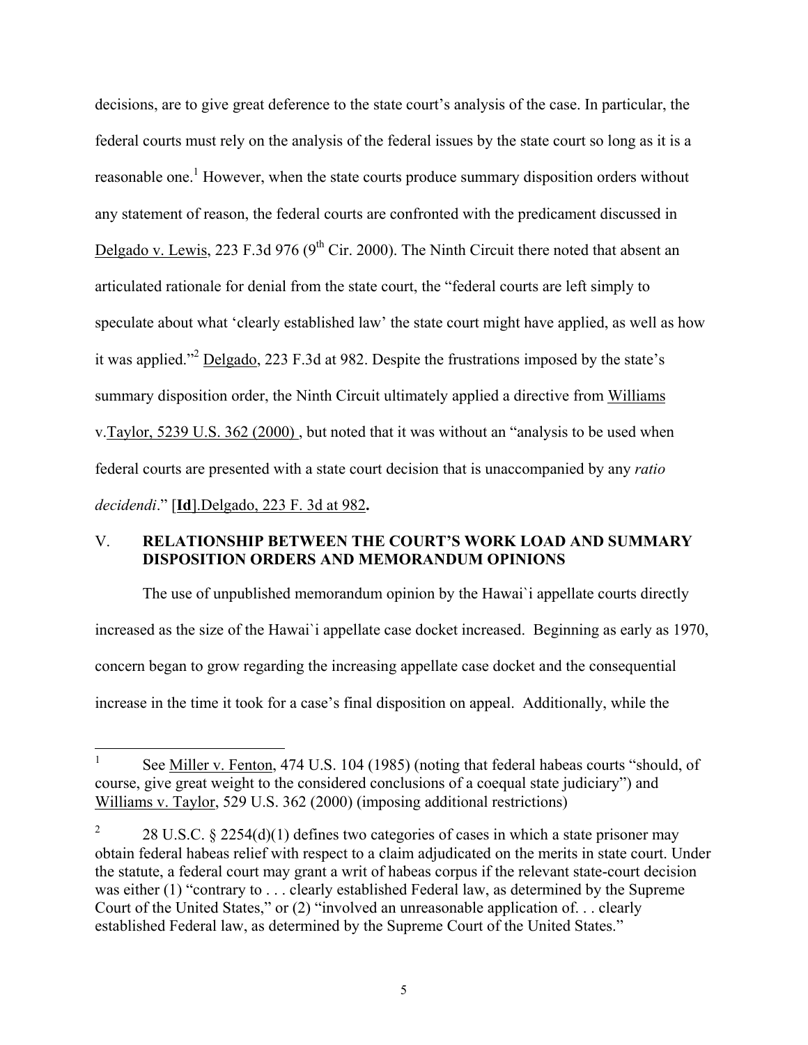decisions, are to give great deference to the state court's analysis of the case. In particular, the federal courts must rely on the analysis of the federal issues by the state court so long as it is a reasonable one.[1] However, when the state courts produce summary disposition orders without any statement of reason, the federal courts are confronted with the predicament discussed in Delgado v. Lewis, 223 F.3d 976 (9th Cir. 2000). The Ninth Circuit there noted that absent an articulated rationale for denial from the state court, the "federal courts are left simply to speculate about what 'clearly established law' the state court might have applied, as well as how it was applied."[2] Delgado, 223 F.3d at 982. Despite the frustrations imposed by the state's summary disposition order, the Ninth Circuit ultimately applied a directive from Williams v.Taylor, 5239 U.S. 362 (2000) , but noted that it was without an "analysis to be used when federal courts are presented with a state court decision that is unaccompanied by any *ratio decidendi*." [**Id**].Delgado, 223 F. 3d at 982**.**

## V. RELATIONSHIP BETWEEN THE COURT'S WORK LOAD AND SUMMARY DISPOSITION ORDERS AND MEMORANDUM OPINIONS

The use of unpublished memorandum opinion by the Hawai`i appellate courts directly increased as the size of the Hawai`i appellate case docket increased. Beginning as early as 1970, concern began to grow regarding the increasing appellate case docket and the consequential increase in the time it took for a case's final disposition on appeal. Additionally, while the

---

[1] See Miller v. Fenton, 474 U.S. 104 (1985) (noting that federal habeas courts "should, of course, give great weight to the considered conclusions of a coequal state judiciary") and Williams v. Taylor, 529 U.S. 362 (2000) (imposing additional restrictions)

[2] 28 U.S.C. § 2254(d)(1) defines two categories of cases in which a state prisoner may obtain federal habeas relief with respect to a claim adjudicated on the merits in state court. Under the statute, a federal court may grant a writ of habeas corpus if the relevant state-court decision was either (1) "contrary to . . . clearly established Federal law, as determined by the Supreme Court of the United States," or (2) "involved an unreasonable application of. . . clearly established Federal law, as determined by the Supreme Court of the United States."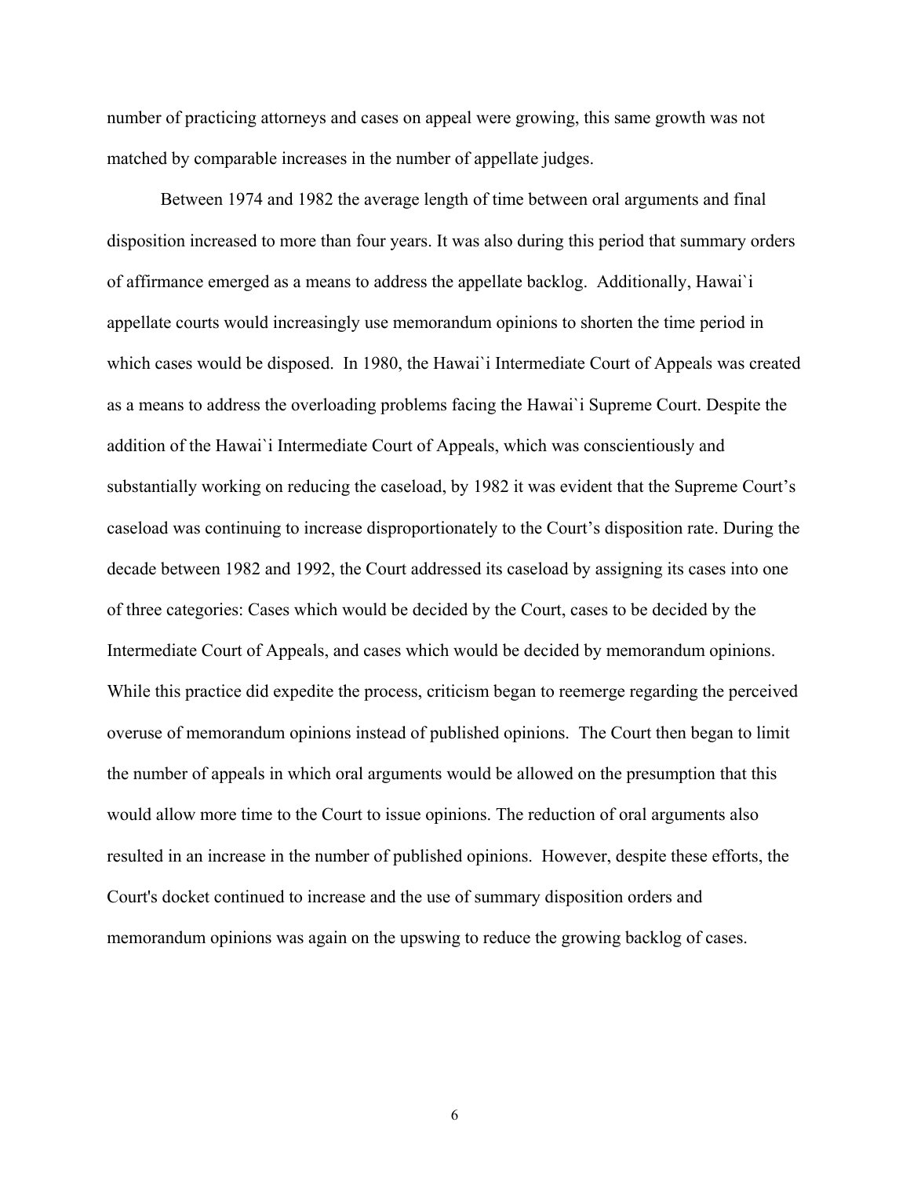number of practicing attorneys and cases on appeal were growing, this same growth was not matched by comparable increases in the number of appellate judges.

Between 1974 and 1982 the average length of time between oral arguments and final disposition increased to more than four years. It was also during this period that summary orders of affirmance emerged as a means to address the appellate backlog. Additionally, Hawai`i appellate courts would increasingly use memorandum opinions to shorten the time period in which cases would be disposed. In 1980, the Hawai`i Intermediate Court of Appeals was created as a means to address the overloading problems facing the Hawai`i Supreme Court. Despite the addition of the Hawai`i Intermediate Court of Appeals, which was conscientiously and substantially working on reducing the caseload, by 1982 it was evident that the Supreme Court's caseload was continuing to increase disproportionately to the Court's disposition rate. During the decade between 1982 and 1992, the Court addressed its caseload by assigning its cases into one of three categories: Cases which would be decided by the Court, cases to be decided by the Intermediate Court of Appeals, and cases which would be decided by memorandum opinions. While this practice did expedite the process, criticism began to reemerge regarding the perceived overuse of memorandum opinions instead of published opinions. The Court then began to limit the number of appeals in which oral arguments would be allowed on the presumption that this would allow more time to the Court to issue opinions. The reduction of oral arguments also resulted in an increase in the number of published opinions. However, despite these efforts, the Court's docket continued to increase and the use of summary disposition orders and memorandum opinions was again on the upswing to reduce the growing backlog of cases.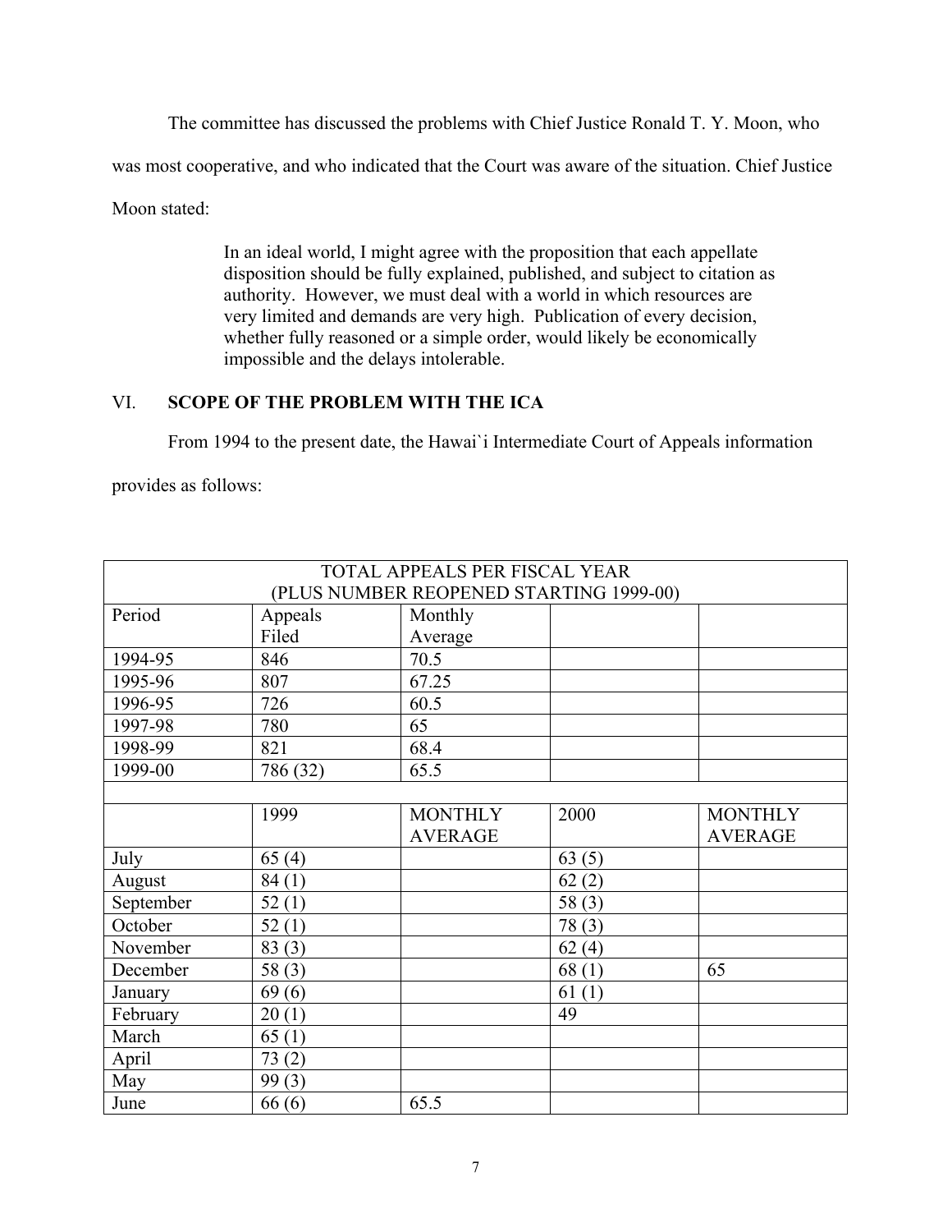The committee has discussed the problems with Chief Justice Ronald T. Y. Moon, who was most cooperative, and who indicated that the Court was aware of the situation. Chief Justice Moon stated:

> In an ideal world, I might agree with the proposition that each appellate disposition should be fully explained, published, and subject to citation as authority. However, we must deal with a world in which resources are very limited and demands are very high. Publication of every decision, whether fully reasoned or a simple order, would likely be economically impossible and the delays intolerable.

## VI. SCOPE OF THE PROBLEM WITH THE ICA

From 1994 to the present date, the Hawai`i Intermediate Court of Appeals information provides as follows:

| TOTAL APPEALS PER FISCAL YEAR (PLUS NUMBER REOPENED STARTING 1999-00) | | | | |
|---|---|---|---|---|
| Period | Appeals Filed | Monthly Average | | |
| 1994-95 | 846 | 70.5 | | |
| 1995-96 | 807 | 67.25 | | |
| 1996-95 | 726 | 60.5 | | |
| 1997-98 | 780 | 65 | | |
| 1998-99 | 821 | 68.4 | | |
| 1999-00 | 786 (32) | 65.5 | | |
| | | | | |
| | 1999 | MONTHLY AVERAGE | 2000 | MONTHLY AVERAGE |
| July | 65 (4) | | 63 (5) | |
| August | 84 (1) | | 62 (2) | |
| September | 52 (1) | | 58 (3) | |
| October | 52 (1) | | 78 (3) | |
| November | 83 (3) | | 62 (4) | |
| December | 58 (3) | | 68 (1) | 65 |
| January | 69 (6) | | 61 (1) | |
| February | 20 (1) | | 49 | |
| March | 65 (1) | | | |
| April | 73 (2) | | | |
| May | 99 (3) | | | |
| June | 66 (6) | 65.5 | | |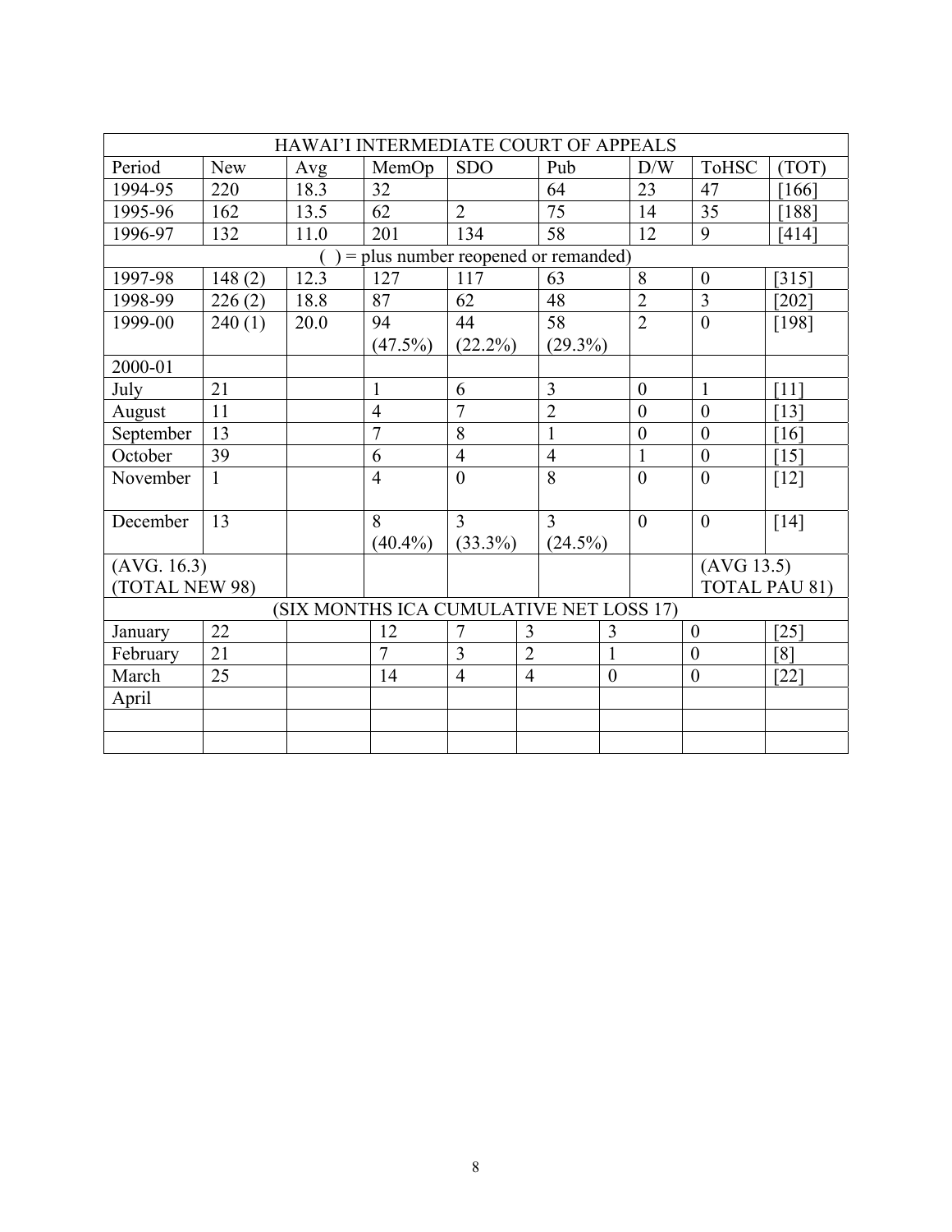| HAWAI'I INTERMEDIATE COURT OF APPEALS | | | | | | | | |
|---|---|---|---|---|---|---|---|---|
| Period | New | Avg | MemOp | SDO | Pub | D/W | ToHSC | (TOT) |
| 1994-95 | 220 | 18.3 | 32 | | 64 | 23 | 47 | [166] |
| 1995-96 | 162 | 13.5 | 62 | 2 | 75 | 14 | 35 | [188] |
| 1996-97 | 132 | 11.0 | 201 | 134 | 58 | 12 | 9 | [414] |
| ( ) = plus number reopened or remanded) | | | | | | | | |
| 1997-98 | 148 (2) | 12.3 | 127 | 117 | 63 | 8 | 0 | [315] |
| 1998-99 | 226 (2) | 18.8 | 87 | 62 | 48 | 2 | 3 | [202] |
| 1999-00 | 240 (1) | 20.0 | 94 (47.5%) | 44 (22.2%) | 58 (29.3%) | 2 | 0 | [198] |
| 2000-01 | | | | | | | | |
| July | 21 | | 1 | 6 | 3 | 0 | 1 | [11] |
| August | 11 | | 4 | 7 | 2 | 0 | 0 | [13] |
| September | 13 | | 7 | 8 | 1 | 0 | 0 | [16] |
| October | 39 | | 6 | 4 | 4 | 1 | 0 | [15] |
| November | 1 | | 4 | 0 | 8 | 0 | 0 | [12] |
| December | 13 | | 8 (40.4%) | 3 (33.3%) | 3 (24.5%) | 0 | 0 | [14] |
| (AVG. 16.3) (TOTAL NEW 98) | | | | | | | (AVG 13.5) TOTAL PAU 81) | |
| (SIX MONTHS ICA CUMULATIVE NET LOSS 17) | | | | | | | | |
| January | 22 | | 12 | 7 | 3 | 3 | 0 | [25] |
| February | 21 | | 7 | 3 | 2 | 1 | 0 | [8] |
| March | 25 | | 14 | 4 | 4 | 0 | 0 | [22] |
| April | | | | | | | | |
| | | | | | | | | |
| | | | | | | | | |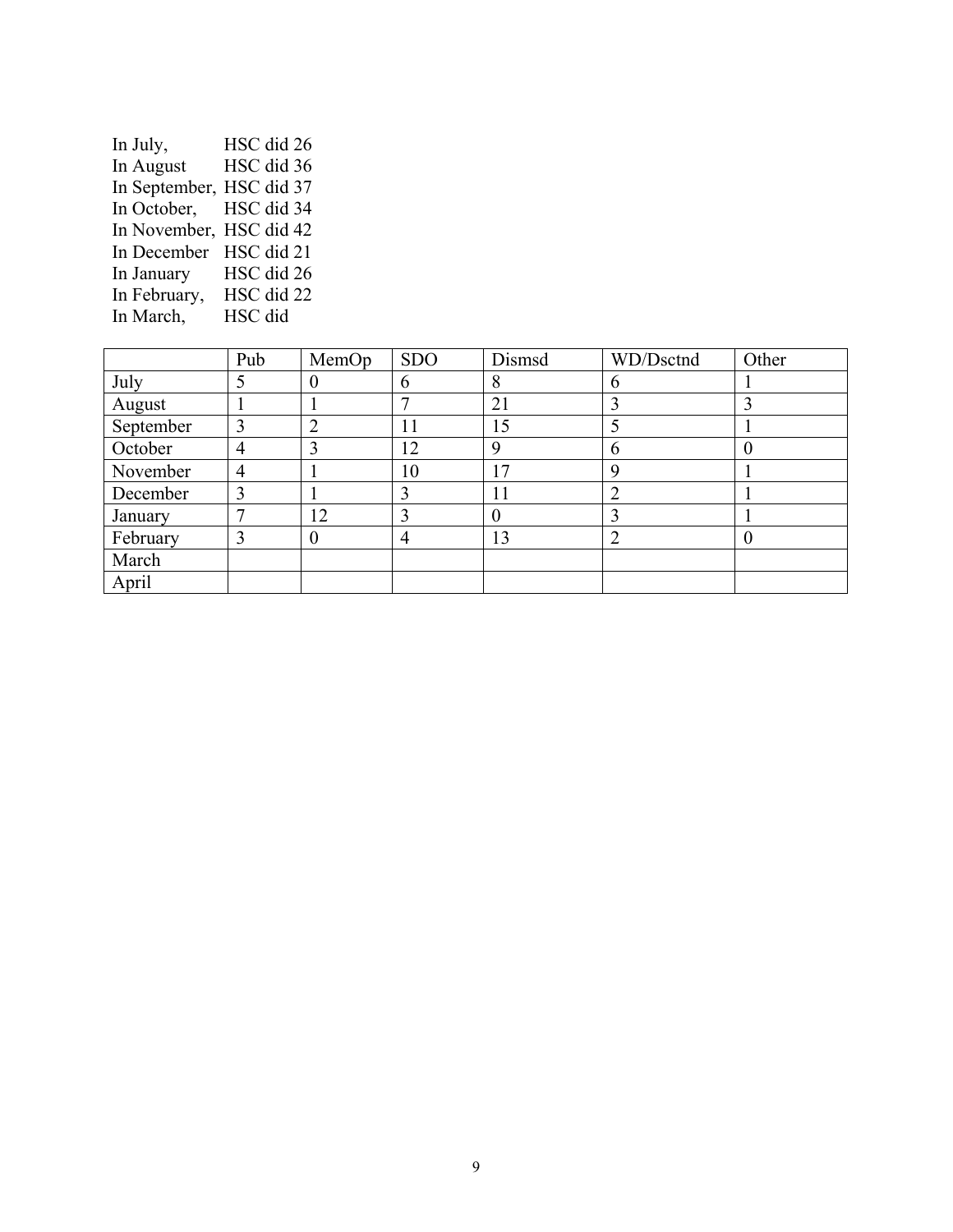In July, HSC did 26
In August HSC did 36
In September, HSC did 37
In October, HSC did 34
In November, HSC did 42
In December HSC did 21
In January HSC did 26
In February, HSC did 22
In March, HSC did

| | Pub | MemOp | SDO | Dismsd | WD/Dsctnd | Other |
|---|---|---|---|---|---|---|
| July | 5 | 0 | 6 | 8 | 6 | 1 |
| August | 1 | 1 | 7 | 21 | 3 | 3 |
| September | 3 | 2 | 11 | 15 | 5 | 1 |
| October | 4 | 3 | 12 | 9 | 6 | 0 |
| November | 4 | 1 | 10 | 17 | 9 | 1 |
| December | 3 | 1 | 3 | 11 | 2 | 1 |
| January | 7 | 12 | 3 | 0 | 3 | 1 |
| February | 3 | 0 | 4 | 13 | 2 | 0 |
| March | | | | | | |
| April | | | | | | |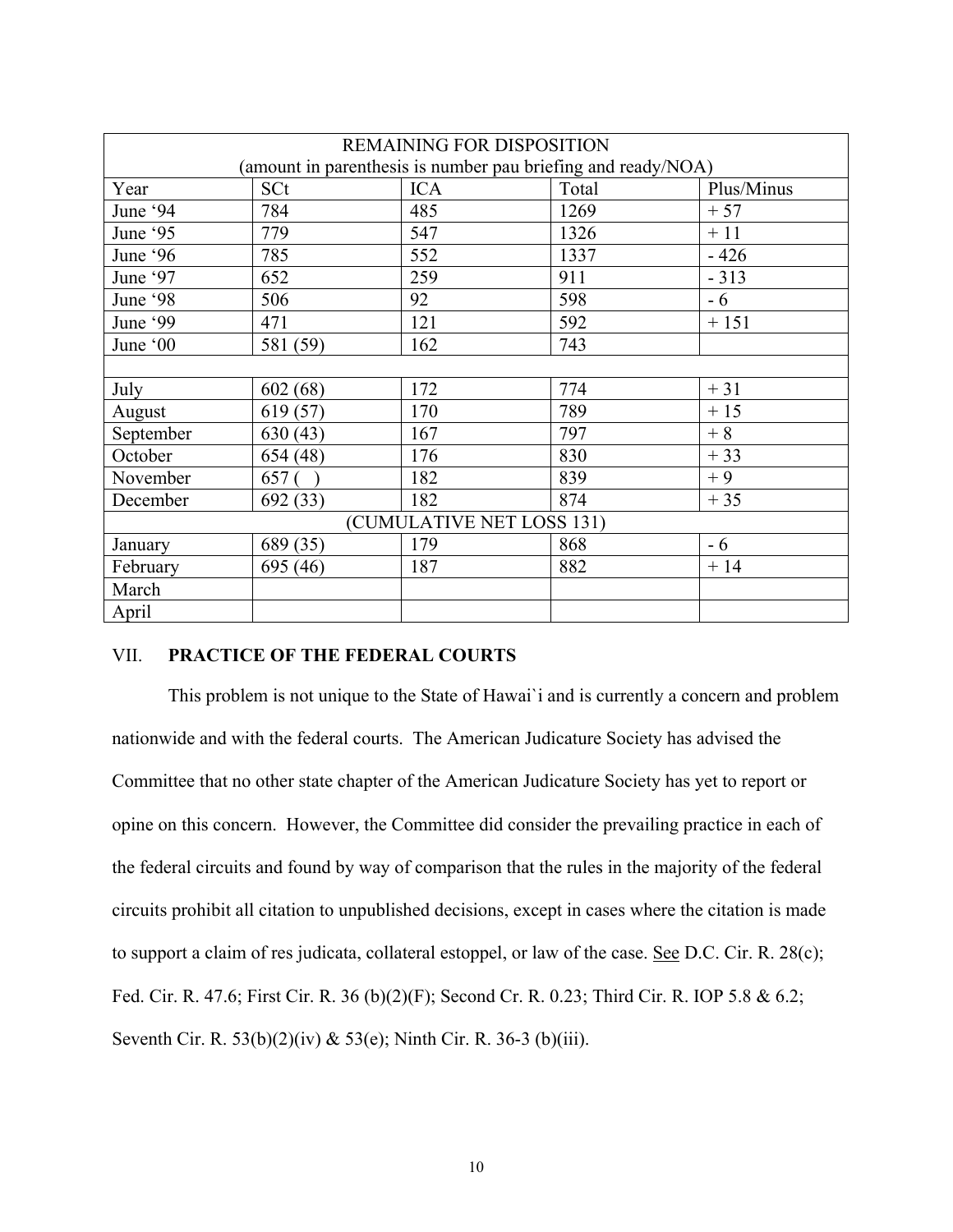| REMAINING FOR DISPOSITION (amount in parenthesis is number pau briefing and ready/NOA) | | | | |
|---|---|---|---|---|
| Year | SCt | ICA | Total | Plus/Minus |
| June '94 | 784 | 485 | 1269 | + 57 |
| June '95 | 779 | 547 | 1326 | + 11 |
| June '96 | 785 | 552 | 1337 | - 426 |
| June '97 | 652 | 259 | 911 | - 313 |
| June '98 | 506 | 92 | 598 | - 6 |
| June '99 | 471 | 121 | 592 | + 151 |
| June '00 | 581 (59) | 162 | 743 | |
| | | | | |
| July | 602 (68) | 172 | 774 | + 31 |
| August | 619 (57) | 170 | 789 | + 15 |
| September | 630 (43) | 167 | 797 | + 8 |
| October | 654 (48) | 176 | 830 | + 33 |
| November | 657 ( ) | 182 | 839 | + 9 |
| December | 692 (33) | 182 | 874 | + 35 |
| (CUMULATIVE NET LOSS 131) | | | | |
| January | 689 (35) | 179 | 868 | - 6 |
| February | 695 (46) | 187 | 882 | + 14 |
| March | | | | |
| April | | | | |

## VII. **PRACTICE OF THE FEDERAL COURTS**

This problem is not unique to the State of Hawai`i and is currently a concern and problem nationwide and with the federal courts. The American Judicature Society has advised the Committee that no other state chapter of the American Judicature Society has yet to report or opine on this concern. However, the Committee did consider the prevailing practice in each of the federal circuits and found by way of comparison that the rules in the majority of the federal circuits prohibit all citation to unpublished decisions, except in cases where the citation is made to support a claim of res judicata, collateral estoppel, or law of the case. See D.C. Cir. R. 28(c); Fed. Cir. R. 47.6; First Cir. R. 36 (b)(2)(F); Second Cr. R. 0.23; Third Cir. R. IOP 5.8 & 6.2; Seventh Cir. R. 53(b)(2)(iv) & 53(e); Ninth Cir. R. 36-3 (b)(iii).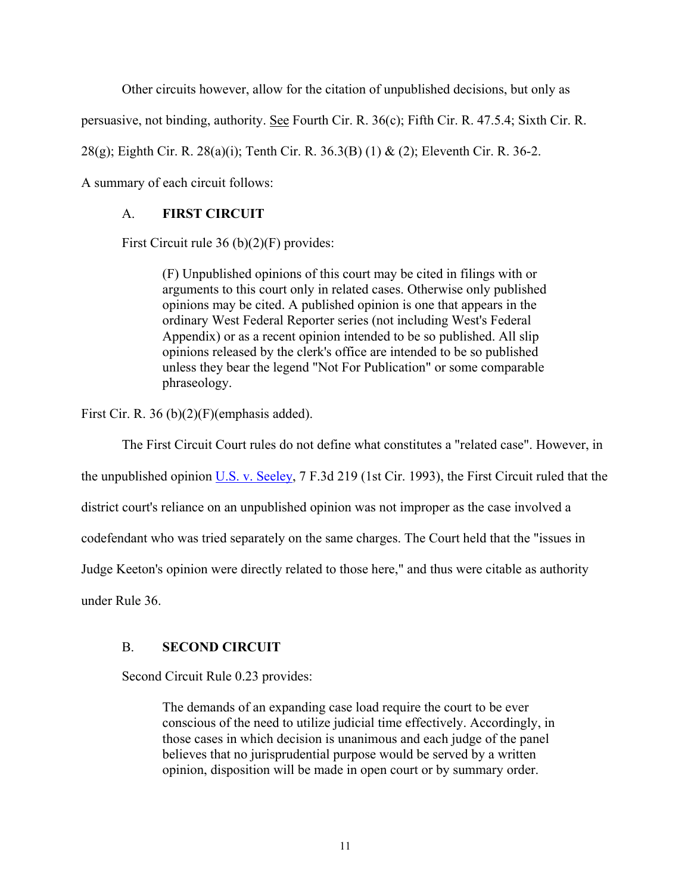Other circuits however, allow for the citation of unpublished decisions, but only as persuasive, not binding, authority. See Fourth Cir. R. 36(c); Fifth Cir. R. 47.5.4; Sixth Cir. R. 28(g); Eighth Cir. R. 28(a)(i); Tenth Cir. R. 36.3(B) (1) & (2); Eleventh Cir. R. 36-2. A summary of each circuit follows:

### A. **FIRST CIRCUIT**

First Circuit rule 36 (b)(2)(F) provides:

> (F) Unpublished opinions of this court may be cited in filings with or arguments to this court only in related cases. Otherwise only published opinions may be cited. A published opinion is one that appears in the ordinary West Federal Reporter series (not including West's Federal Appendix) or as a recent opinion intended to be so published. All slip opinions released by the clerk's office are intended to be so published unless they bear the legend "Not For Publication" or some comparable phraseology.

First Cir. R. 36 (b)(2)(F)(emphasis added).

The First Circuit Court rules do not define what constitutes a "related case". However, in the unpublished opinion U.S. v. Seeley, 7 F.3d 219 (1st Cir. 1993), the First Circuit ruled that the district court's reliance on an unpublished opinion was not improper as the case involved a codefendant who was tried separately on the same charges. The Court held that the "issues in Judge Keeton's opinion were directly related to those here," and thus were citable as authority under Rule 36.

### B. **SECOND CIRCUIT**

Second Circuit Rule 0.23 provides:

> The demands of an expanding case load require the court to be ever conscious of the need to utilize judicial time effectively. Accordingly, in those cases in which decision is unanimous and each judge of the panel believes that no jurisprudential purpose would be served by a written opinion, disposition will be made in open court or by summary order.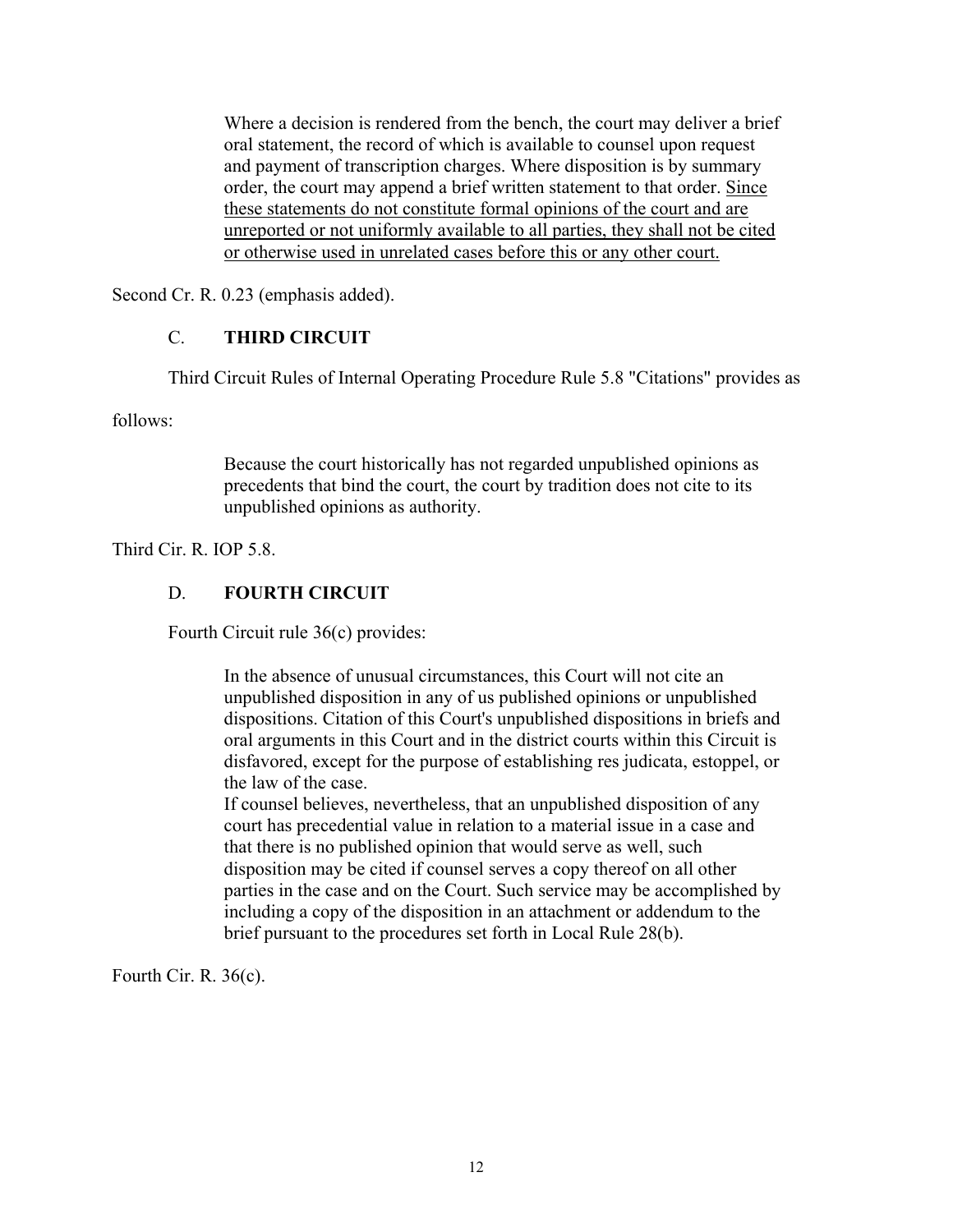> Where a decision is rendered from the bench, the court may deliver a brief oral statement, the record of which is available to counsel upon request and payment of transcription charges. Where disposition is by summary order, the court may append a brief written statement to that order. <u>Since these statements do not constitute formal opinions of the court and are unreported or not uniformly available to all parties, they shall not be cited or otherwise used in unrelated cases before this or any other court.</u>

Second Cr. R. 0.23 (emphasis added).

### C. **THIRD CIRCUIT**

Third Circuit Rules of Internal Operating Procedure Rule 5.8 "Citations" provides as follows:

> Because the court historically has not regarded unpublished opinions as precedents that bind the court, the court by tradition does not cite to its unpublished opinions as authority.

Third Cir. R. IOP 5.8.

### D. **FOURTH CIRCUIT**

Fourth Circuit rule 36(c) provides:

> In the absence of unusual circumstances, this Court will not cite an unpublished disposition in any of us published opinions or unpublished dispositions. Citation of this Court's unpublished dispositions in briefs and oral arguments in this Court and in the district courts within this Circuit is disfavored, except for the purpose of establishing res judicata, estoppel, or the law of the case.
>
> If counsel believes, nevertheless, that an unpublished disposition of any court has precedential value in relation to a material issue in a case and that there is no published opinion that would serve as well, such disposition may be cited if counsel serves a copy thereof on all other parties in the case and on the Court. Such service may be accomplished by including a copy of the disposition in an attachment or addendum to the brief pursuant to the procedures set forth in Local Rule 28(b).

Fourth Cir. R. 36(c).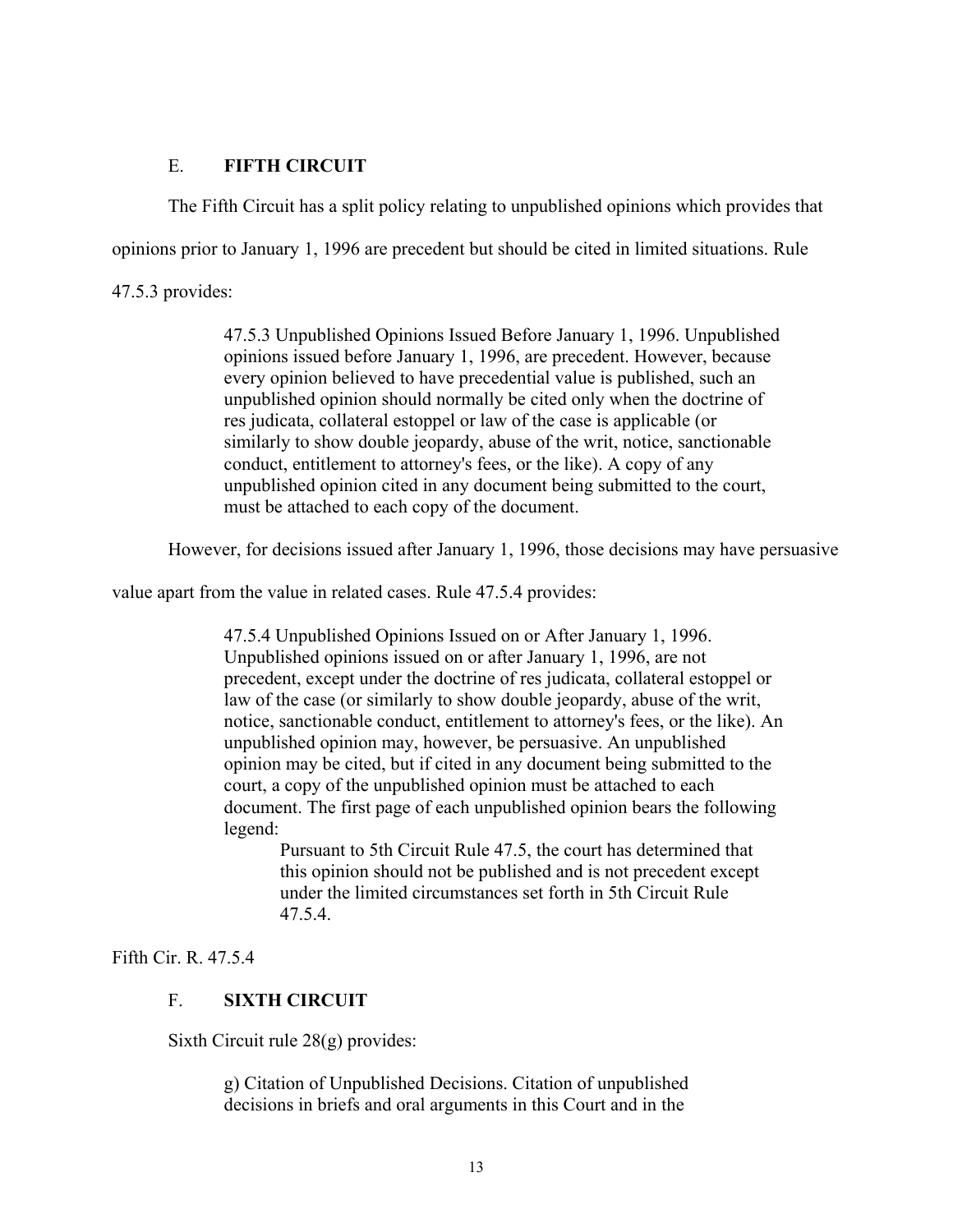## E. **FIFTH CIRCUIT**

The Fifth Circuit has a split policy relating to unpublished opinions which provides that opinions prior to January 1, 1996 are precedent but should be cited in limited situations. Rule 47.5.3 provides:

> 47.5.3 Unpublished Opinions Issued Before January 1, 1996. Unpublished opinions issued before January 1, 1996, are precedent. However, because every opinion believed to have precedential value is published, such an unpublished opinion should normally be cited only when the doctrine of res judicata, collateral estoppel or law of the case is applicable (or similarly to show double jeopardy, abuse of the writ, notice, sanctionable conduct, entitlement to attorney's fees, or the like). A copy of any unpublished opinion cited in any document being submitted to the court, must be attached to each copy of the document.

However, for decisions issued after January 1, 1996, those decisions may have persuasive value apart from the value in related cases. Rule 47.5.4 provides:

> 47.5.4 Unpublished Opinions Issued on or After January 1, 1996. Unpublished opinions issued on or after January 1, 1996, are not precedent, except under the doctrine of res judicata, collateral estoppel or law of the case (or similarly to show double jeopardy, abuse of the writ, notice, sanctionable conduct, entitlement to attorney's fees, or the like). An unpublished opinion may, however, be persuasive. An unpublished opinion may be cited, but if cited in any document being submitted to the court, a copy of the unpublished opinion must be attached to each document. The first page of each unpublished opinion bears the following legend:
>
> > Pursuant to 5th Circuit Rule 47.5, the court has determined that this opinion should not be published and is not precedent except under the limited circumstances set forth in 5th Circuit Rule 47.5.4.

Fifth Cir. R. 47.5.4

## F. **SIXTH CIRCUIT**

Sixth Circuit rule 28(g) provides:

> g) Citation of Unpublished Decisions. Citation of unpublished decisions in briefs and oral arguments in this Court and in the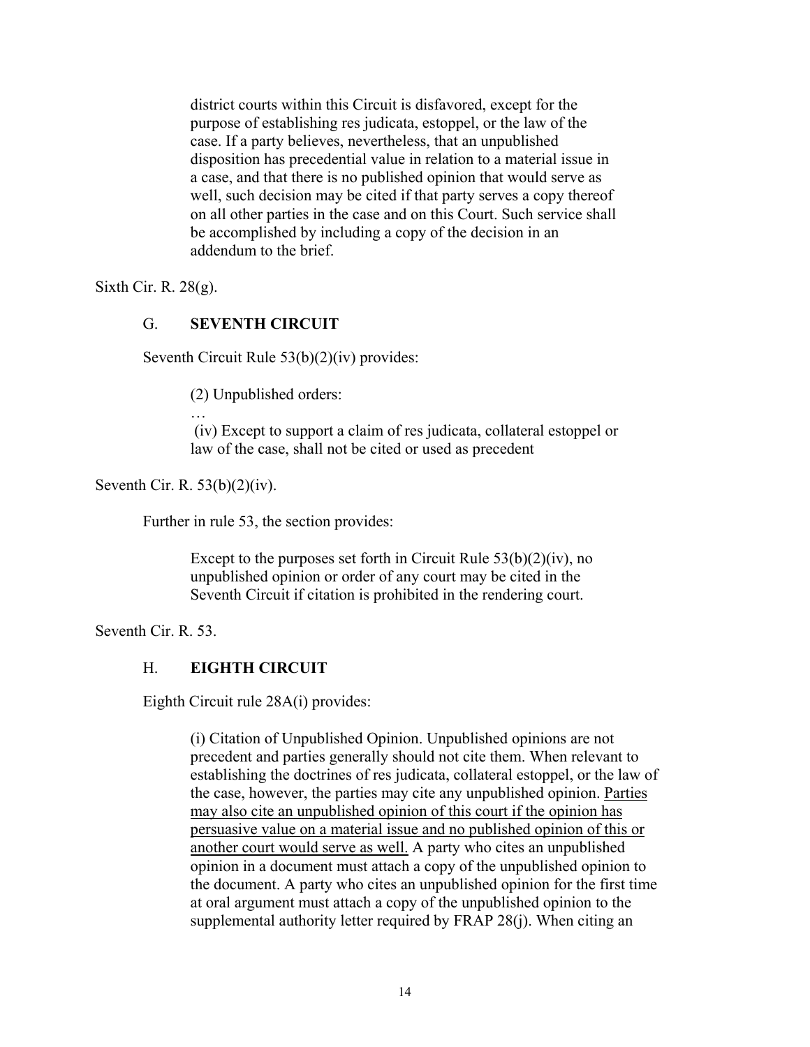> district courts within this Circuit is disfavored, except for the purpose of establishing res judicata, estoppel, or the law of the case. If a party believes, nevertheless, that an unpublished disposition has precedential value in relation to a material issue in a case, and that there is no published opinion that would serve as well, such decision may be cited if that party serves a copy thereof on all other parties in the case and on this Court. Such service shall be accomplished by including a copy of the decision in an addendum to the brief.

Sixth Cir. R. 28(g).

### G. **SEVENTH CIRCUIT**

Seventh Circuit Rule 53(b)(2)(iv) provides:

> (2) Unpublished orders:
>
> …
>
> (iv) Except to support a claim of res judicata, collateral estoppel or law of the case, shall not be cited or used as precedent

Seventh Cir. R. 53(b)(2)(iv).

Further in rule 53, the section provides:

> Except to the purposes set forth in Circuit Rule 53(b)(2)(iv), no unpublished opinion or order of any court may be cited in the Seventh Circuit if citation is prohibited in the rendering court.

Seventh Cir. R. 53.

### H. **EIGHTH CIRCUIT**

Eighth Circuit rule 28A(i) provides:

> (i) Citation of Unpublished Opinion. Unpublished opinions are not precedent and parties generally should not cite them. When relevant to establishing the doctrines of res judicata, collateral estoppel, or the law of the case, however, the parties may cite any unpublished opinion. <u>Parties may also cite an unpublished opinion of this court if the opinion has persuasive value on a material issue and no published opinion of this or another court would serve as well.</u> A party who cites an unpublished opinion in a document must attach a copy of the unpublished opinion to the document. A party who cites an unpublished opinion for the first time at oral argument must attach a copy of the unpublished opinion to the supplemental authority letter required by FRAP 28(j). When citing an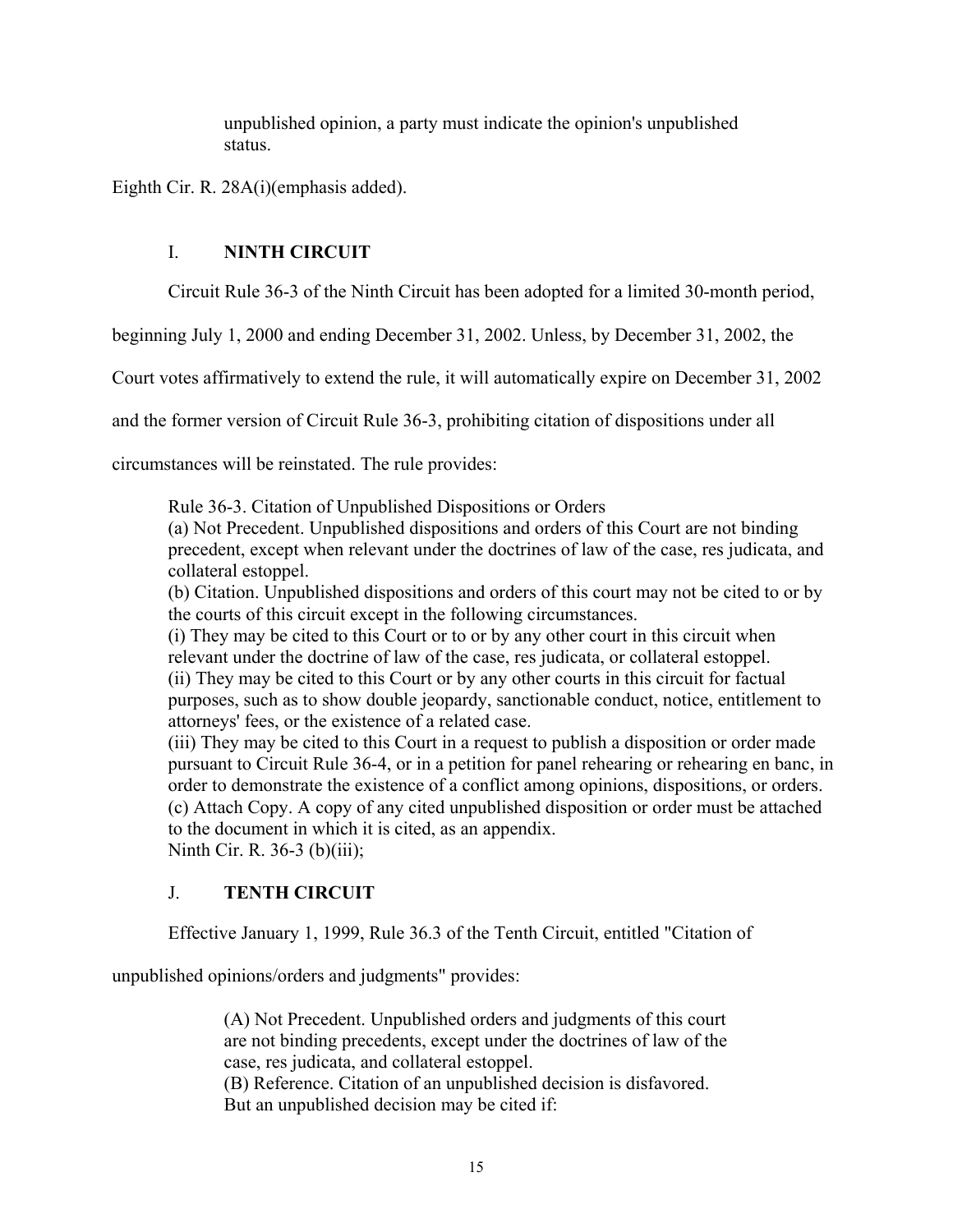> unpublished opinion, a party must indicate the opinion's unpublished status.

Eighth Cir. R. 28A(i)(emphasis added).

## I. **NINTH CIRCUIT**

Circuit Rule 36-3 of the Ninth Circuit has been adopted for a limited 30-month period, beginning July 1, 2000 and ending December 31, 2002. Unless, by December 31, 2002, the Court votes affirmatively to extend the rule, it will automatically expire on December 31, 2002 and the former version of Circuit Rule 36-3, prohibiting citation of dispositions under all circumstances will be reinstated. The rule provides:

> Rule 36-3. Citation of Unpublished Dispositions or Orders
> (a) Not Precedent. Unpublished dispositions and orders of this Court are not binding precedent, except when relevant under the doctrines of law of the case, res judicata, and collateral estoppel.
> (b) Citation. Unpublished dispositions and orders of this court may not be cited to or by the courts of this circuit except in the following circumstances.
> (i) They may be cited to this Court or to or by any other court in this circuit when relevant under the doctrine of law of the case, res judicata, or collateral estoppel.
> (ii) They may be cited to this Court or by any other courts in this circuit for factual purposes, such as to show double jeopardy, sanctionable conduct, notice, entitlement to attorneys' fees, or the existence of a related case.
> (iii) They may be cited to this Court in a request to publish a disposition or order made pursuant to Circuit Rule 36-4, or in a petition for panel rehearing or rehearing en banc, in order to demonstrate the existence of a conflict among opinions, dispositions, or orders.
> (c) Attach Copy. A copy of any cited unpublished disposition or order must be attached to the document in which it is cited, as an appendix.
> Ninth Cir. R. 36-3 (b)(iii);

## J. **TENTH CIRCUIT**

Effective January 1, 1999, Rule 36.3 of the Tenth Circuit, entitled "Citation of unpublished opinions/orders and judgments" provides:

> (A) Not Precedent. Unpublished orders and judgments of this court are not binding precedents, except under the doctrines of law of the case, res judicata, and collateral estoppel.
> (B) Reference. Citation of an unpublished decision is disfavored. But an unpublished decision may be cited if: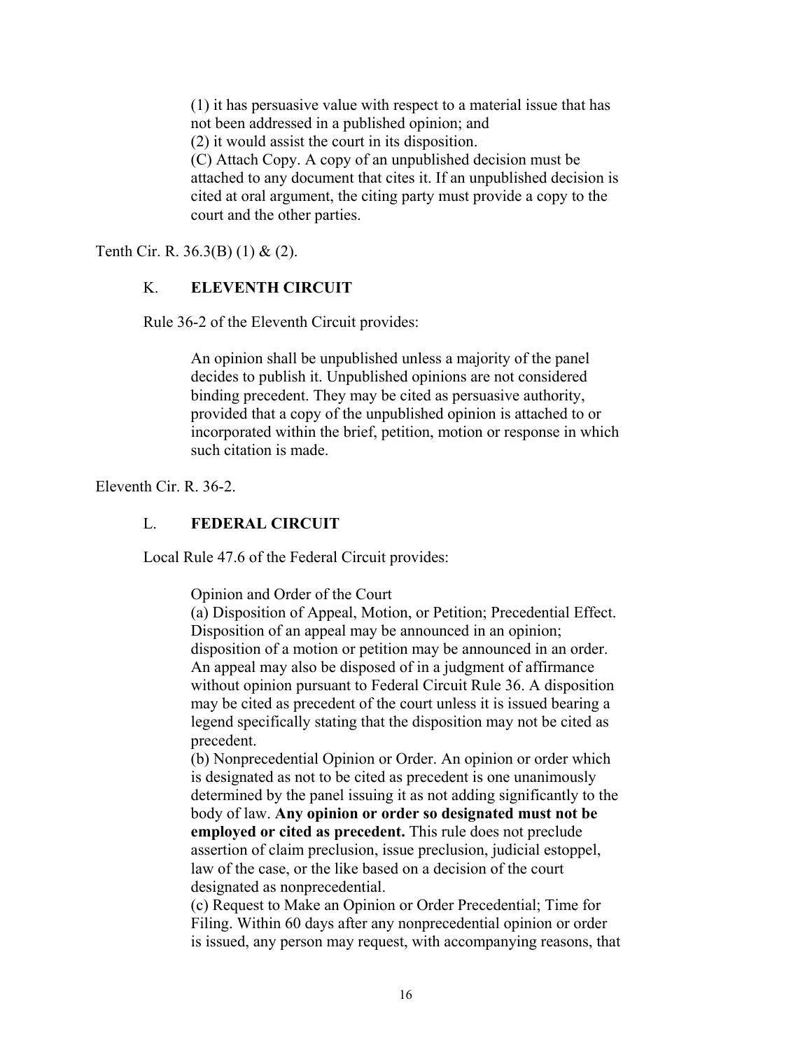> (1) it has persuasive value with respect to a material issue that has not been addressed in a published opinion; and
> (2) it would assist the court in its disposition.
> (C) Attach Copy. A copy of an unpublished decision must be attached to any document that cites it. If an unpublished decision is cited at oral argument, the citing party must provide a copy to the court and the other parties.

Tenth Cir. R. 36.3(B) (1) & (2).

### K. **ELEVENTH CIRCUIT**

Rule 36-2 of the Eleventh Circuit provides:

> An opinion shall be unpublished unless a majority of the panel decides to publish it. Unpublished opinions are not considered binding precedent. They may be cited as persuasive authority, provided that a copy of the unpublished opinion is attached to or incorporated within the brief, petition, motion or response in which such citation is made.

Eleventh Cir. R. 36-2.

### L. **FEDERAL CIRCUIT**

Local Rule 47.6 of the Federal Circuit provides:

> Opinion and Order of the Court
> (a) Disposition of Appeal, Motion, or Petition; Precedential Effect. Disposition of an appeal may be announced in an opinion; disposition of a motion or petition may be announced in an order. An appeal may also be disposed of in a judgment of affirmance without opinion pursuant to Federal Circuit Rule 36. A disposition may be cited as precedent of the court unless it is issued bearing a legend specifically stating that the disposition may not be cited as precedent.
> (b) Nonprecedential Opinion or Order. An opinion or order which is designated as not to be cited as precedent is one unanimously determined by the panel issuing it as not adding significantly to the body of law. **Any opinion or order so designated must not be employed or cited as precedent.** This rule does not preclude assertion of claim preclusion, issue preclusion, judicial estoppel, law of the case, or the like based on a decision of the court designated as nonprecedential.
> (c) Request to Make an Opinion or Order Precedential; Time for Filing. Within 60 days after any nonprecedential opinion or order is issued, any person may request, with accompanying reasons, that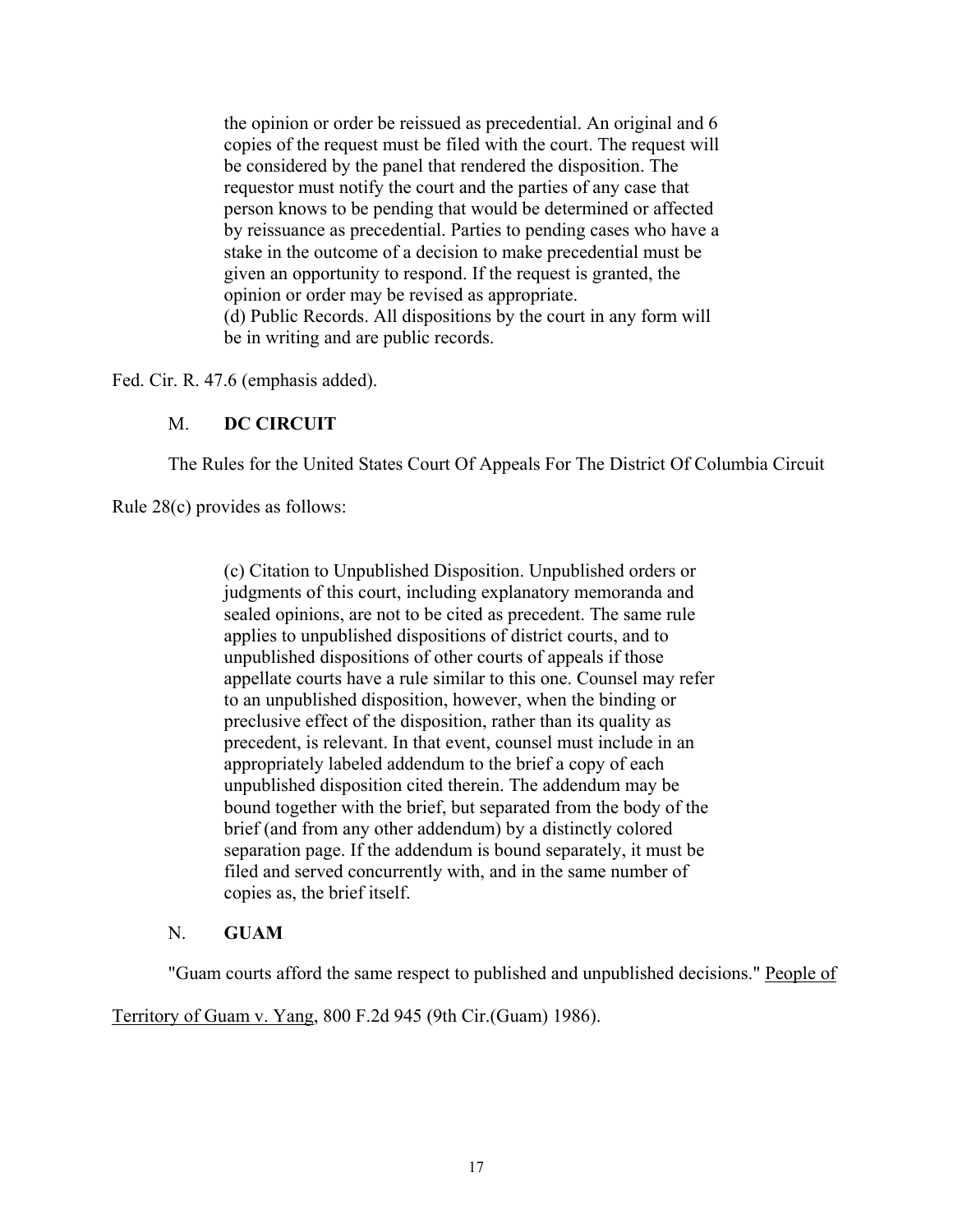> the opinion or order be reissued as precedential. An original and 6 copies of the request must be filed with the court. The request will be considered by the panel that rendered the disposition. The requestor must notify the court and the parties of any case that person knows to be pending that would be determined or affected by reissuance as precedential. Parties to pending cases who have a stake in the outcome of a decision to make precedential must be given an opportunity to respond. If the request is granted, the opinion or order may be revised as appropriate.
> (d) Public Records. All dispositions by the court in any form will be in writing and are public records.

Fed. Cir. R. 47.6 (emphasis added).

### M. **DC CIRCUIT**

The Rules for the United States Court Of Appeals For The District Of Columbia Circuit Rule 28(c) provides as follows:

> (c) Citation to Unpublished Disposition. Unpublished orders or judgments of this court, including explanatory memoranda and sealed opinions, are not to be cited as precedent. The same rule applies to unpublished dispositions of district courts, and to unpublished dispositions of other courts of appeals if those appellate courts have a rule similar to this one. Counsel may refer to an unpublished disposition, however, when the binding or preclusive effect of the disposition, rather than its quality as precedent, is relevant. In that event, counsel must include in an appropriately labeled addendum to the brief a copy of each unpublished disposition cited therein. The addendum may be bound together with the brief, but separated from the body of the brief (and from any other addendum) by a distinctly colored separation page. If the addendum is bound separately, it must be filed and served concurrently with, and in the same number of copies as, the brief itself.

### N. **GUAM**

"Guam courts afford the same respect to published and unpublished decisions." People of Territory of Guam v. Yang, 800 F.2d 945 (9th Cir.(Guam) 1986).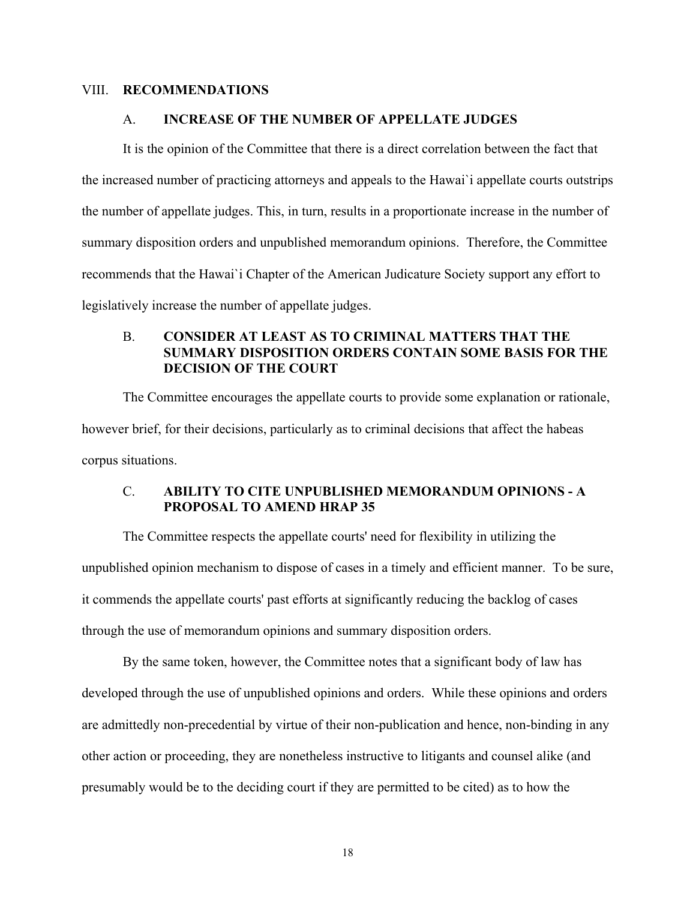## VIII. RECOMMENDATIONS

### A. INCREASE OF THE NUMBER OF APPELLATE JUDGES

It is the opinion of the Committee that there is a direct correlation between the fact that the increased number of practicing attorneys and appeals to the Hawai`i appellate courts outstrips the number of appellate judges. This, in turn, results in a proportionate increase in the number of summary disposition orders and unpublished memorandum opinions. Therefore, the Committee recommends that the Hawai`i Chapter of the American Judicature Society support any effort to legislatively increase the number of appellate judges.

### B. CONSIDER AT LEAST AS TO CRIMINAL MATTERS THAT THE SUMMARY DISPOSITION ORDERS CONTAIN SOME BASIS FOR THE DECISION OF THE COURT

The Committee encourages the appellate courts to provide some explanation or rationale, however brief, for their decisions, particularly as to criminal decisions that affect the habeas corpus situations.

### C. ABILITY TO CITE UNPUBLISHED MEMORANDUM OPINIONS - A PROPOSAL TO AMEND HRAP 35

The Committee respects the appellate courts' need for flexibility in utilizing the unpublished opinion mechanism to dispose of cases in a timely and efficient manner. To be sure, it commends the appellate courts' past efforts at significantly reducing the backlog of cases through the use of memorandum opinions and summary disposition orders.

By the same token, however, the Committee notes that a significant body of law has developed through the use of unpublished opinions and orders. While these opinions and orders are admittedly non-precedential by virtue of their non-publication and hence, non-binding in any other action or proceeding, they are nonetheless instructive to litigants and counsel alike (and presumably would be to the deciding court if they are permitted to be cited) as to how the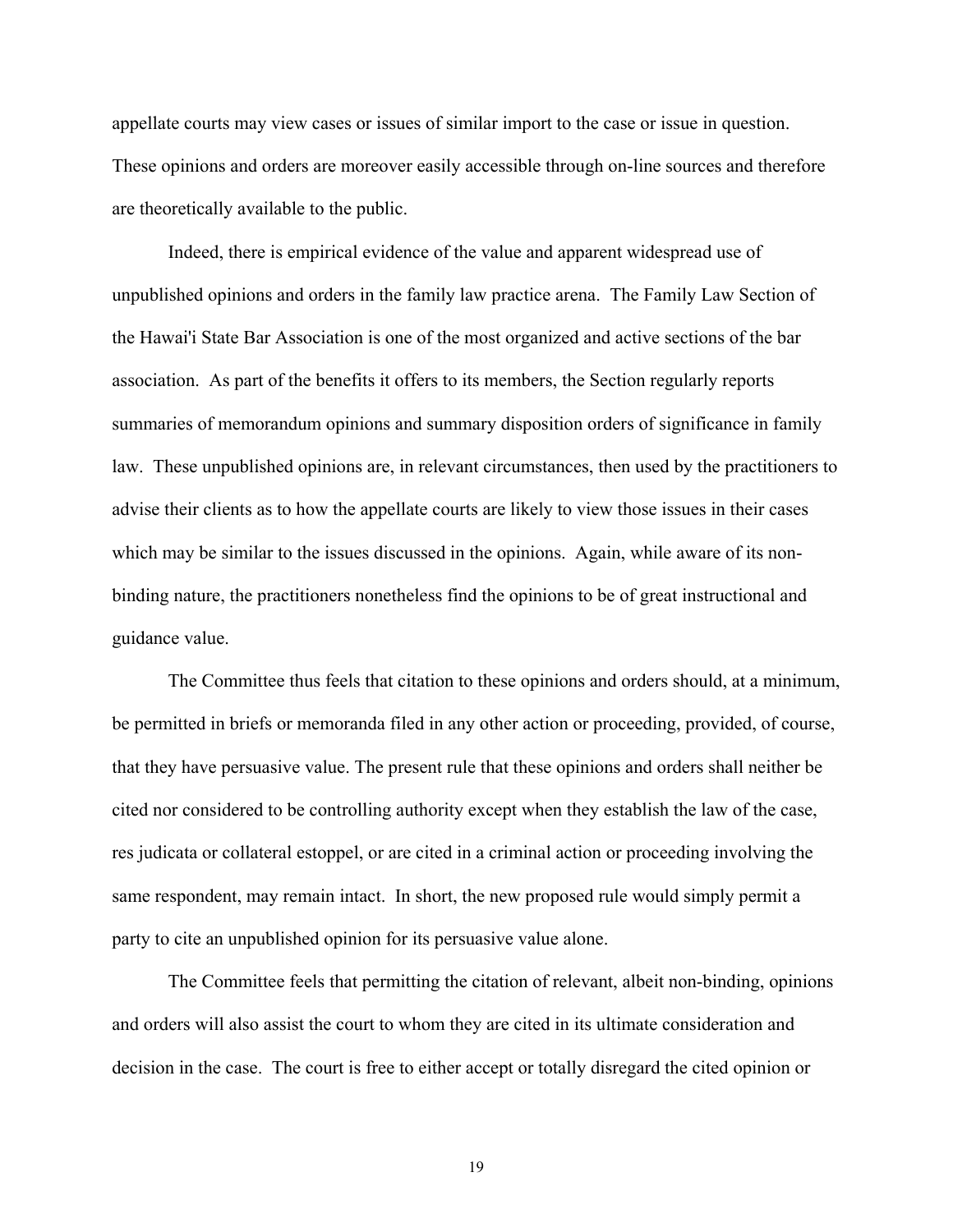appellate courts may view cases or issues of similar import to the case or issue in question. These opinions and orders are moreover easily accessible through on-line sources and therefore are theoretically available to the public.

Indeed, there is empirical evidence of the value and apparent widespread use of unpublished opinions and orders in the family law practice arena. The Family Law Section of the Hawai'i State Bar Association is one of the most organized and active sections of the bar association. As part of the benefits it offers to its members, the Section regularly reports summaries of memorandum opinions and summary disposition orders of significance in family law. These unpublished opinions are, in relevant circumstances, then used by the practitioners to advise their clients as to how the appellate courts are likely to view those issues in their cases which may be similar to the issues discussed in the opinions. Again, while aware of its non-binding nature, the practitioners nonetheless find the opinions to be of great instructional and guidance value.

The Committee thus feels that citation to these opinions and orders should, at a minimum, be permitted in briefs or memoranda filed in any other action or proceeding, provided, of course, that they have persuasive value. The present rule that these opinions and orders shall neither be cited nor considered to be controlling authority except when they establish the law of the case, res judicata or collateral estoppel, or are cited in a criminal action or proceeding involving the same respondent, may remain intact. In short, the new proposed rule would simply permit a party to cite an unpublished opinion for its persuasive value alone.

The Committee feels that permitting the citation of relevant, albeit non-binding, opinions and orders will also assist the court to whom they are cited in its ultimate consideration and decision in the case. The court is free to either accept or totally disregard the cited opinion or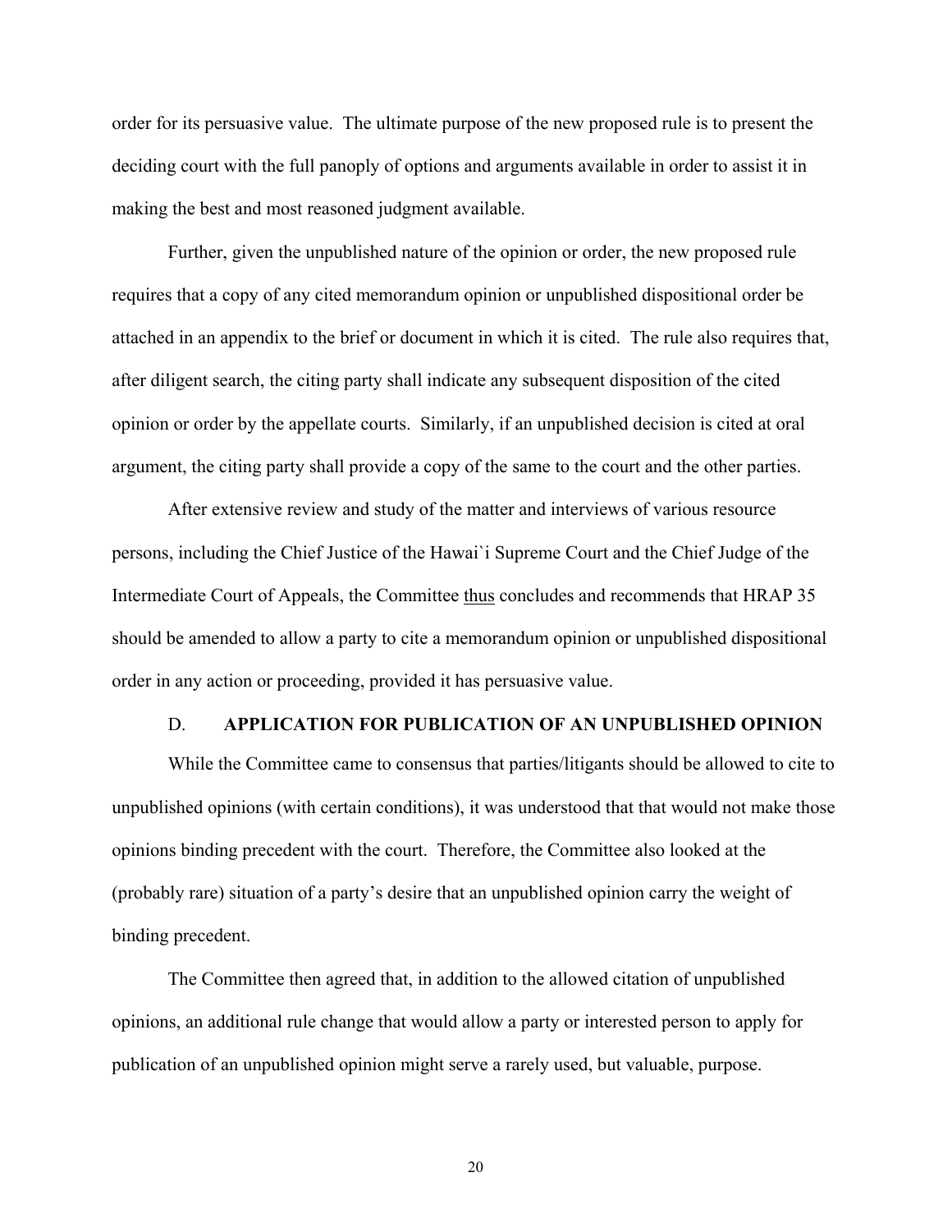order for its persuasive value. The ultimate purpose of the new proposed rule is to present the deciding court with the full panoply of options and arguments available in order to assist it in making the best and most reasoned judgment available.

Further, given the unpublished nature of the opinion or order, the new proposed rule requires that a copy of any cited memorandum opinion or unpublished dispositional order be attached in an appendix to the brief or document in which it is cited. The rule also requires that, after diligent search, the citing party shall indicate any subsequent disposition of the cited opinion or order by the appellate courts. Similarly, if an unpublished decision is cited at oral argument, the citing party shall provide a copy of the same to the court and the other parties.

After extensive review and study of the matter and interviews of various resource persons, including the Chief Justice of the Hawai`i Supreme Court and the Chief Judge of the Intermediate Court of Appeals, the Committee <u>thus</u> concludes and recommends that HRAP 35 should be amended to allow a party to cite a memorandum opinion or unpublished dispositional order in any action or proceeding, provided it has persuasive value.

### D. APPLICATION FOR PUBLICATION OF AN UNPUBLISHED OPINION

While the Committee came to consensus that parties/litigants should be allowed to cite to unpublished opinions (with certain conditions), it was understood that that would not make those opinions binding precedent with the court. Therefore, the Committee also looked at the (probably rare) situation of a party's desire that an unpublished opinion carry the weight of binding precedent.

The Committee then agreed that, in addition to the allowed citation of unpublished opinions, an additional rule change that would allow a party or interested person to apply for publication of an unpublished opinion might serve a rarely used, but valuable, purpose.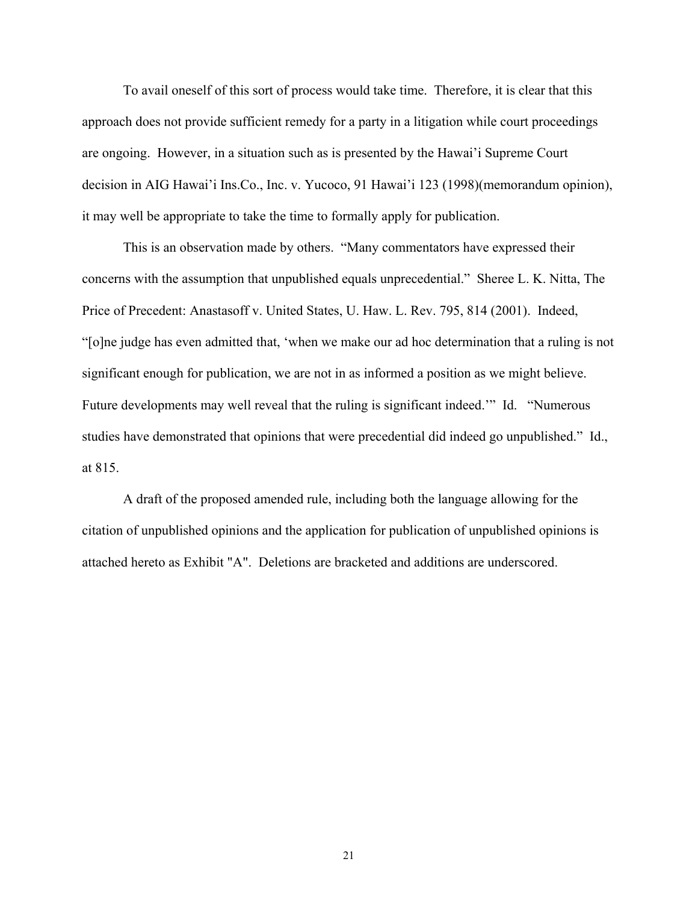To avail oneself of this sort of process would take time. Therefore, it is clear that this approach does not provide sufficient remedy for a party in a litigation while court proceedings are ongoing. However, in a situation such as is presented by the Hawai'i Supreme Court decision in AIG Hawai'i Ins.Co., Inc. v. Yucoco, 91 Hawai'i 123 (1998)(memorandum opinion), it may well be appropriate to take the time to formally apply for publication.

This is an observation made by others. "Many commentators have expressed their concerns with the assumption that unpublished equals unprecedential." Sheree L. K. Nitta, The Price of Precedent: Anastasoff v. United States, U. Haw. L. Rev. 795, 814 (2001). Indeed, "[o]ne judge has even admitted that, 'when we make our ad hoc determination that a ruling is not significant enough for publication, we are not in as informed a position as we might believe. Future developments may well reveal that the ruling is significant indeed.'" Id. "Numerous studies have demonstrated that opinions that were precedential did indeed go unpublished." Id., at 815.

A draft of the proposed amended rule, including both the language allowing for the citation of unpublished opinions and the application for publication of unpublished opinions is attached hereto as Exhibit "A". Deletions are bracketed and additions are underscored.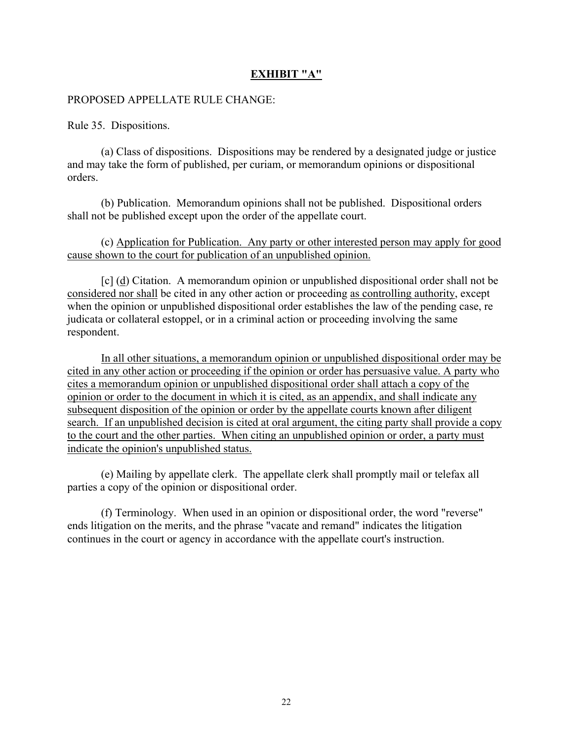**EXHIBIT "A"**

PROPOSED APPELLATE RULE CHANGE:

Rule 35. Dispositions.

(a) Class of dispositions. Dispositions may be rendered by a designated judge or justice and may take the form of published, per curiam, or memorandum opinions or dispositional orders.

(b) Publication. Memorandum opinions shall not be published. Dispositional orders shall not be published except upon the order of the appellate court.

(c) <u>Application for Publication. Any party or other interested person may apply for good cause shown to the court for publication of an unpublished opinion.</u>

[c] (<u>d</u>) Citation. A memorandum opinion or unpublished dispositional order shall not be <u>considered nor shall</u> be cited in any other action or proceeding <u>as controlling authority</u>, except when the opinion or unpublished dispositional order establishes the law of the pending case, re judicata or collateral estoppel, or in a criminal action or proceeding involving the same respondent.

<u>In all other situations, a memorandum opinion or unpublished dispositional order may be cited in any other action or proceeding if the opinion or order has persuasive value. A party who cites a memorandum opinion or unpublished dispositional order shall attach a copy of the opinion or order to the document in which it is cited, as an appendix, and shall indicate any subsequent disposition of the opinion or order by the appellate courts known after diligent search. If an unpublished decision is cited at oral argument, the citing party shall provide a copy to the court and the other parties. When citing an unpublished opinion or order, a party must indicate the opinion's unpublished status.</u>

(e) Mailing by appellate clerk. The appellate clerk shall promptly mail or telefax all parties a copy of the opinion or dispositional order.

(f) Terminology. When used in an opinion or dispositional order, the word "reverse" ends litigation on the merits, and the phrase "vacate and remand" indicates the litigation continues in the court or agency in accordance with the appellate court's instruction.